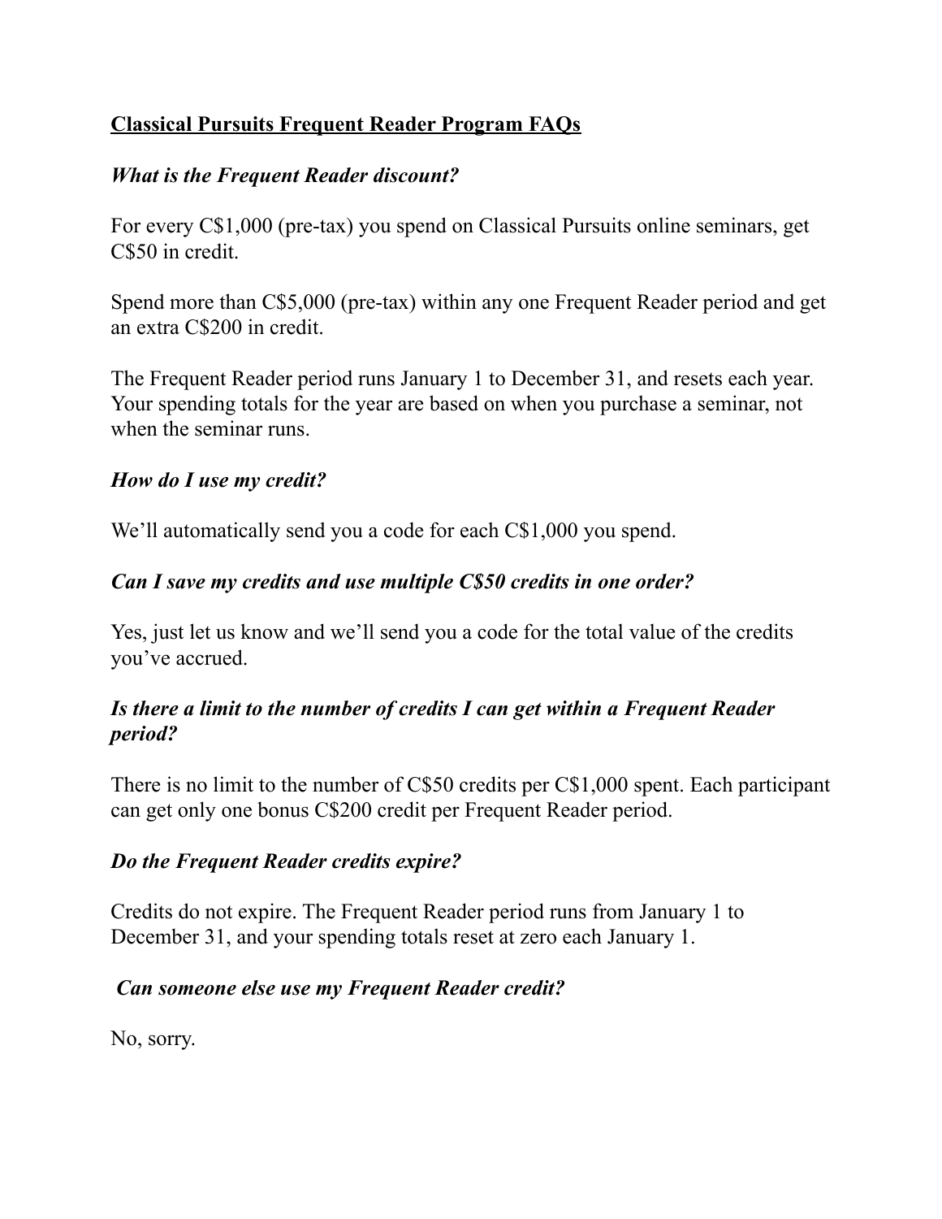# **Classical Pursuits Frequent Reader Program FAQs**

***What is the Frequent Reader discount?***

For every C$1,000 (pre-tax) you spend on Classical Pursuits online seminars, get C$50 in credit.

Spend more than C$5,000 (pre-tax) within any one Frequent Reader period and get an extra C$200 in credit.

The Frequent Reader period runs January 1 to December 31, and resets each year. Your spending totals for the year are based on when you purchase a seminar, not when the seminar runs.

***How do I use my credit?***

We'll automatically send you a code for each C$1,000 you spend.

***Can I save my credits and use multiple C$50 credits in one order?***

Yes, just let us know and we'll send you a code for the total value of the credits you've accrued.

***Is there a limit to the number of credits I can get within a Frequent Reader period?***

There is no limit to the number of C$50 credits per C$1,000 spent. Each participant can get only one bonus C$200 credit per Frequent Reader period.

***Do the Frequent Reader credits expire?***

Credits do not expire. The Frequent Reader period runs from January 1 to December 31, and your spending totals reset at zero each January 1.

***Can someone else use my Frequent Reader credit?***

No, sorry.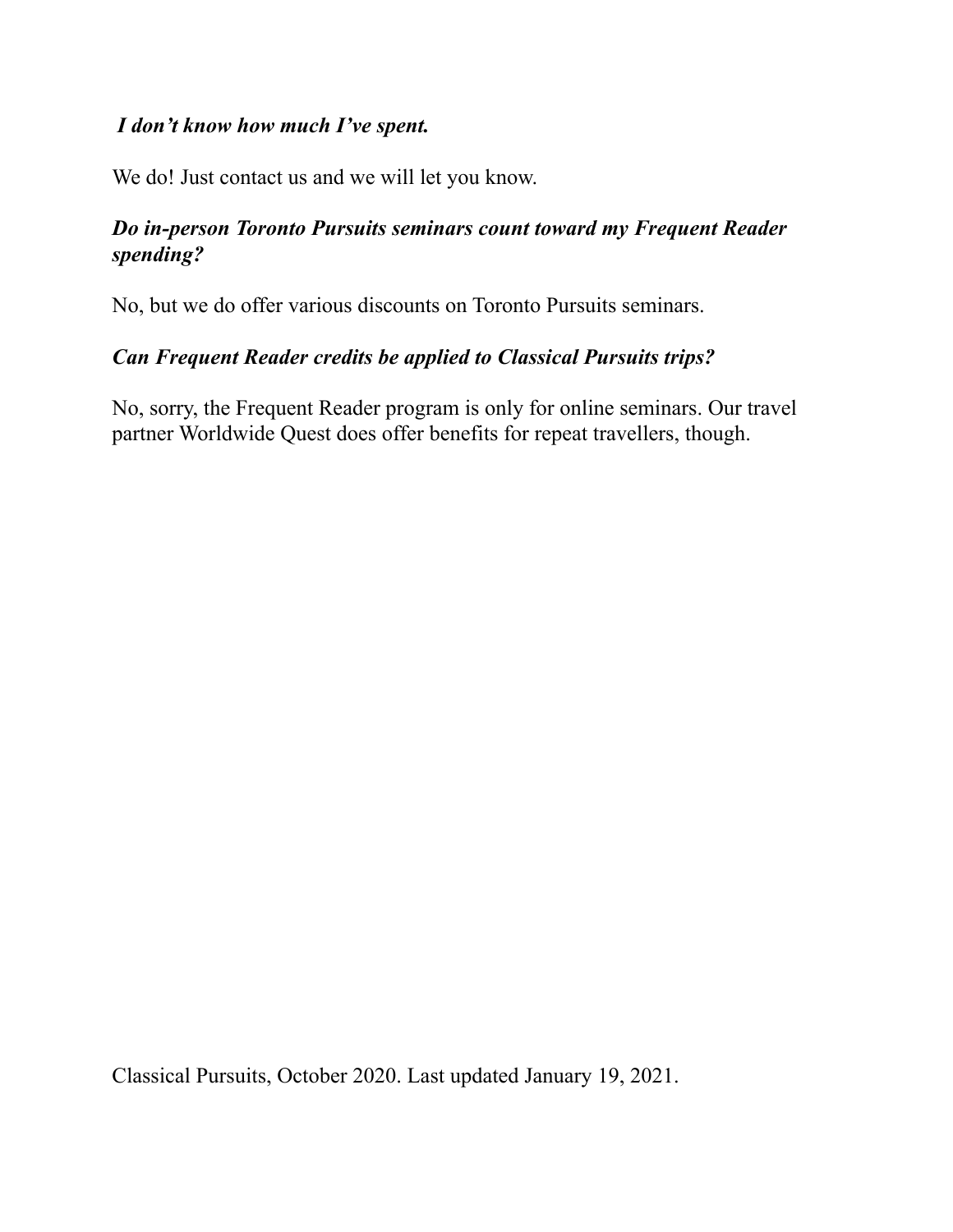***I don't know how much I've spent.***

We do! Just contact us and we will let you know.

***Do in-person Toronto Pursuits seminars count toward my Frequent Reader spending?***

No, but we do offer various discounts on Toronto Pursuits seminars.

***Can Frequent Reader credits be applied to Classical Pursuits trips?***

No, sorry, the Frequent Reader program is only for online seminars. Our travel partner Worldwide Quest does offer benefits for repeat travellers, though.

Classical Pursuits, October 2020. Last updated January 19, 2021.